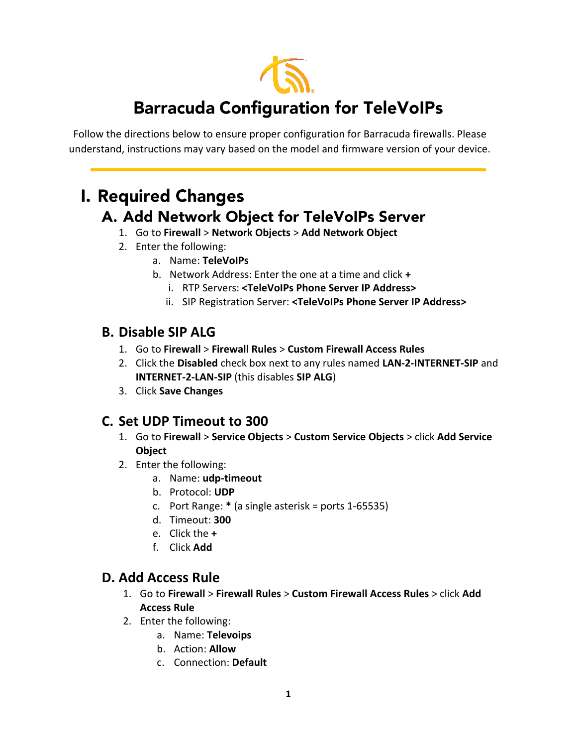# Barracuda Configuration for TeleVoIPs

Follow the directions below to ensure proper configuration for Barracuda firewalls. Please understand, instructions may vary based on the model and firmware version of your device.

## I. Required Changes

### A. Add Network Object for TeleVoIPs Server

1. Go to **Firewall** > **Network Objects** > **Add Network Object**
2. Enter the following:
   a. Name: **TeleVoIPs**
   b. Network Address: Enter the one at a time and click **+**
      i. RTP Servers: **<TeleVoIPs Phone Server IP Address>**
      ii. SIP Registration Server: **<TeleVoIPs Phone Server IP Address>**

### B. Disable SIP ALG

1. Go to **Firewall** > **Firewall Rules** > **Custom Firewall Access Rules**
2. Click the **Disabled** check box next to any rules named **LAN-2-INTERNET-SIP** and **INTERNET-2-LAN-SIP** (this disables **SIP ALG**)
3. Click **Save Changes**

### C. Set UDP Timeout to 300

1. Go to **Firewall** > **Service Objects** > **Custom Service Objects** > click **Add Service Object**
2. Enter the following:
   a. Name: **udp-timeout**
   b. Protocol: **UDP**
   c. Port Range: ***** (a single asterisk = ports 1-65535)
   d. Timeout: **300**
   e. Click the **+**
   f. Click **Add**

### D. Add Access Rule

1. Go to **Firewall** > **Firewall Rules** > **Custom Firewall Access Rules** > click **Add Access Rule**
2. Enter the following:
   a. Name: **Televoips**
   b. Action: **Allow**
   c. Connection: **Default**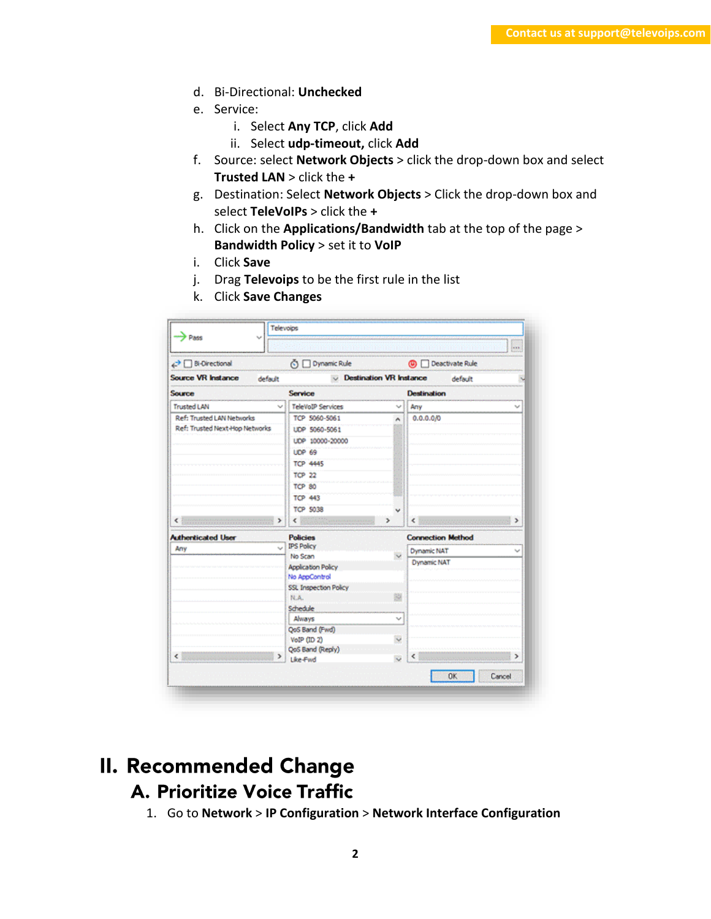d. Bi-Directional: **Unchecked**

e. Service:

   i. Select **Any TCP**, click **Add**

   ii. Select **udp-timeout,** click **Add**

f. Source: select **Network Objects** > click the drop-down box and select **Trusted LAN** > click the **+**

g. Destination: Select **Network Objects** > Click the drop-down box and select **TeleVoIPs** > click the **+**

h. Click on the **Applications/Bandwidth** tab at the top of the page > **Bandwidth Policy** > set it to **VoIP**

i. Click **Save**

j. Drag **Televoips** to be the first rule in the list

k. Click **Save Changes**

# II. Recommended Change

## A. Prioritize Voice Traffic

1. Go to **Network** > **IP Configuration** > **Network Interface Configuration**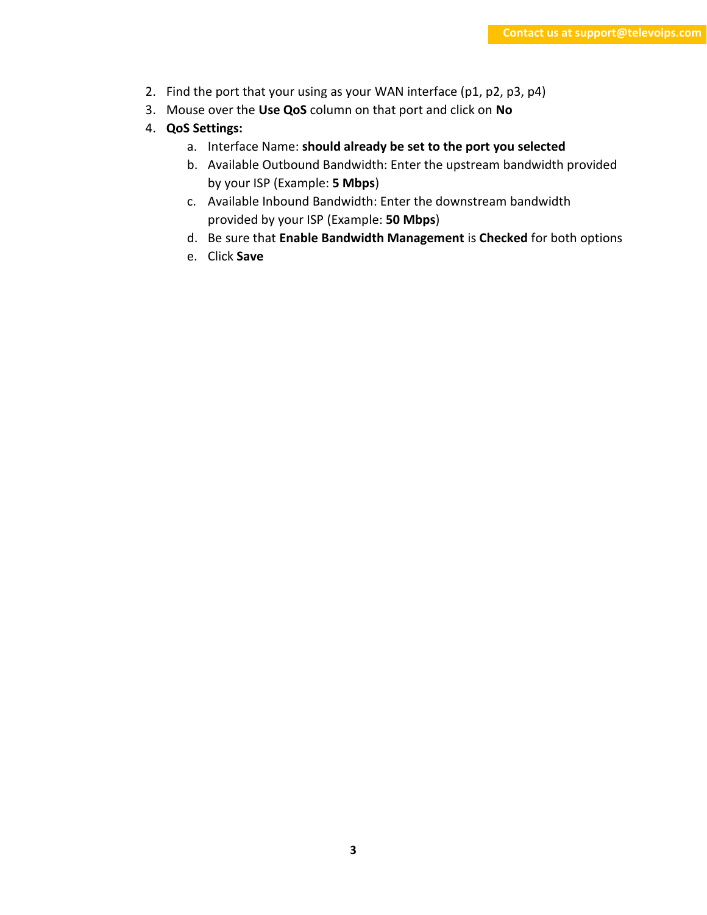2. Find the port that your using as your WAN interface (p1, p2, p3, p4)
3. Mouse over the **Use QoS** column on that port and click on **No**
4. **QoS Settings:**
    a. Interface Name: **should already be set to the port you selected**
    b. Available Outbound Bandwidth: Enter the upstream bandwidth provided by your ISP (Example: **5 Mbps**)
    c. Available Inbound Bandwidth: Enter the downstream bandwidth provided by your ISP (Example: **50 Mbps**)
    d. Be sure that **Enable Bandwidth Management** is **Checked** for both options
    e. Click **Save**